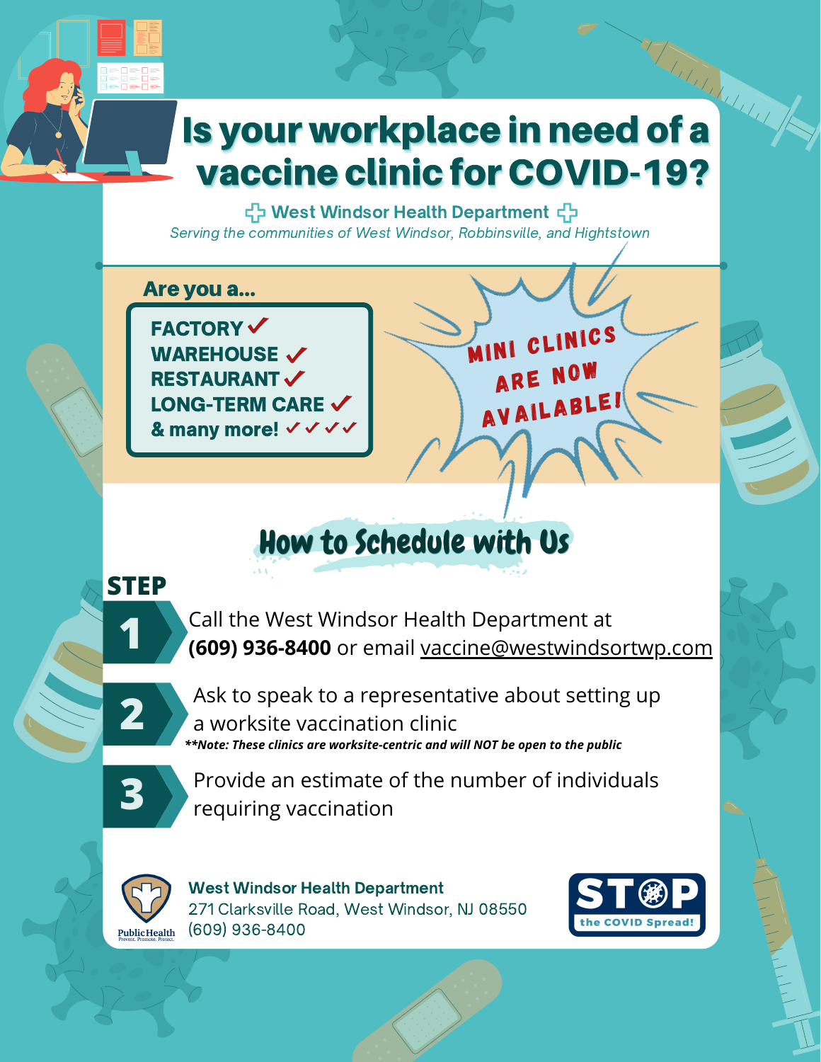# Is your workplace in need of a vaccine clinic for COVID-19?

**West Windsor Health Department**

*Serving the communities of West Windsor, Robbinsville, and Hightstown*

## Are you a...

- FACTORY ✓
- WAREHOUSE ✓
- RESTAURANT ✓
- LONG-TERM CARE ✓
- & many more! ✓✓✓✓

**MINI CLINICS ARE NOW AVAILABLE!**

## How to Schedule with Us

**STEP**

**1** Call the West Windsor Health Department at **(609) 936-8400** or email vaccine@westwindsortwp.com

**2** Ask to speak to a representative about setting up a worksite vaccination clinic

***Note: These clinics are worksite-centric and will NOT be open to the public***

**3** Provide an estimate of the number of individuals requiring vaccination

**West Windsor Health Department**
271 Clarksville Road, West Windsor, NJ 08550
(609) 936-8400

PublicHealth
Prevent. Promote. Protect.

STOP the COVID Spread!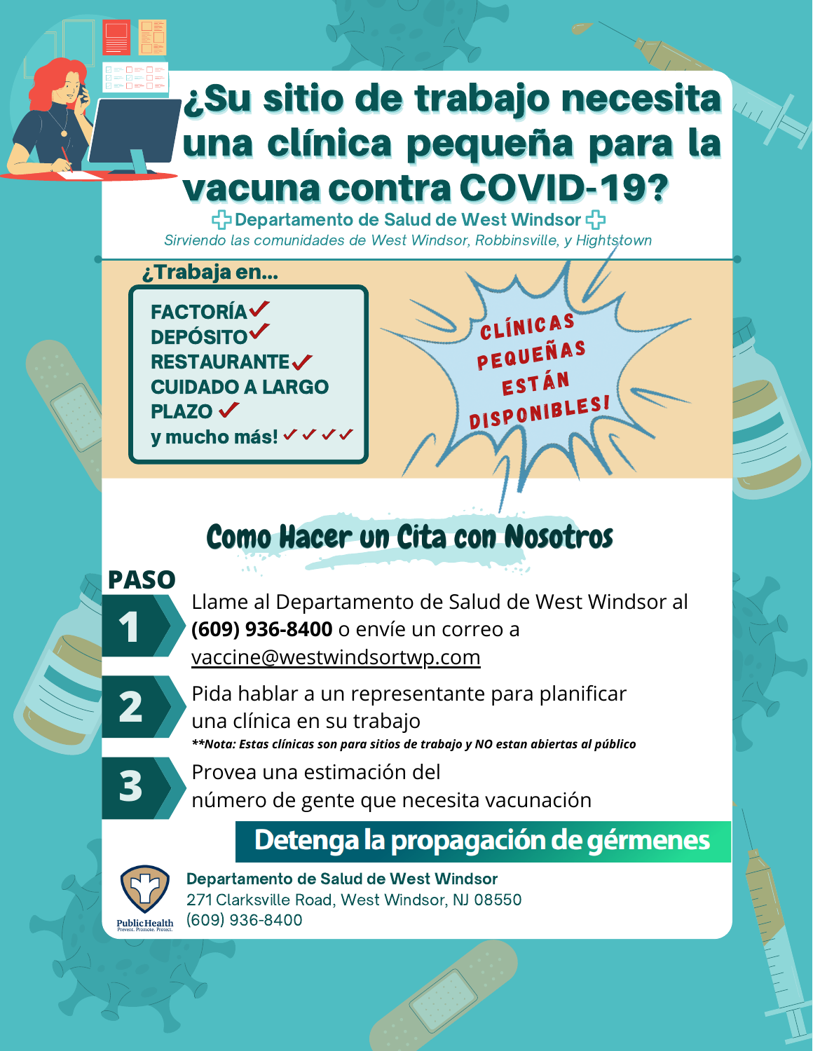# ¿Su sitio de trabajo necesita una clínica pequeña para la vacuna contra COVID-19?

**Departamento de Salud de West Windsor**

*Sirviendo las comunidades de West Windsor, Robbinsville, y Hightstown*

## ¿Trabaja en...

- FACTORÍA ✓
- DEPÓSITO ✓
- RESTAURANTE ✓
- CUIDADO A LARGO PLAZO ✓
- y mucho más! ✓✓✓✓

**CLÍNICAS PEQUEÑAS ESTÁN DISPONIBLES!**

## Como Hacer un Cita con Nosotros

**PASO**

**1** Llame al Departamento de Salud de West Windsor al **(609) 936-8400** o envíe un correo a vaccine@westwindsortwp.com

**2** Pida hablar a un representante para planificar una clínica en su trabajo

***\*\*Nota: Estas clínicas son para sitios de trabajo y NO estan abiertas al público***

**3** Provea una estimación del número de gente que necesita vacunación

**Detenga la propagación de gérmenes**

Public Health
Prevent. Promote. Protect.

**Departamento de Salud de West Windsor**
271 Clarksville Road, West Windsor, NJ 08550
(609) 936-8400